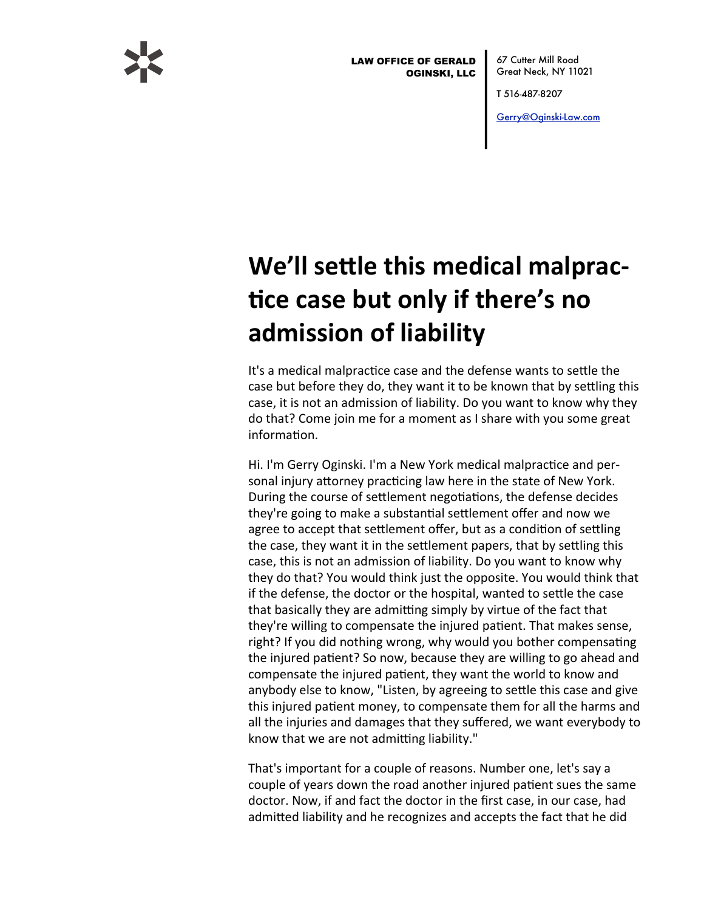LAW OFFICE OF GERALD OGINSKI, LLC

67 Cutter Mill Road
Great Neck, NY 11021

T 516-487-8207

Gerry@Oginski-Law.com

# We'll settle this medical malpractice case but only if there's no admission of liability

It's a medical malpractice case and the defense wants to settle the case but before they do, they want it to be known that by settling this case, it is not an admission of liability. Do you want to know why they do that? Come join me for a moment as I share with you some great information.

Hi. I'm Gerry Oginski. I'm a New York medical malpractice and personal injury attorney practicing law here in the state of New York. During the course of settlement negotiations, the defense decides they're going to make a substantial settlement offer and now we agree to accept that settlement offer, but as a condition of settling the case, they want it in the settlement papers, that by settling this case, this is not an admission of liability. Do you want to know why they do that? You would think just the opposite. You would think that if the defense, the doctor or the hospital, wanted to settle the case that basically they are admitting simply by virtue of the fact that they're willing to compensate the injured patient. That makes sense, right? If you did nothing wrong, why would you bother compensating the injured patient? So now, because they are willing to go ahead and compensate the injured patient, they want the world to know and anybody else to know, "Listen, by agreeing to settle this case and give this injured patient money, to compensate them for all the harms and all the injuries and damages that they suffered, we want everybody to know that we are not admitting liability."

That's important for a couple of reasons. Number one, let's say a couple of years down the road another injured patient sues the same doctor. Now, if and fact the doctor in the first case, in our case, had admitted liability and he recognizes and accepts the fact that he did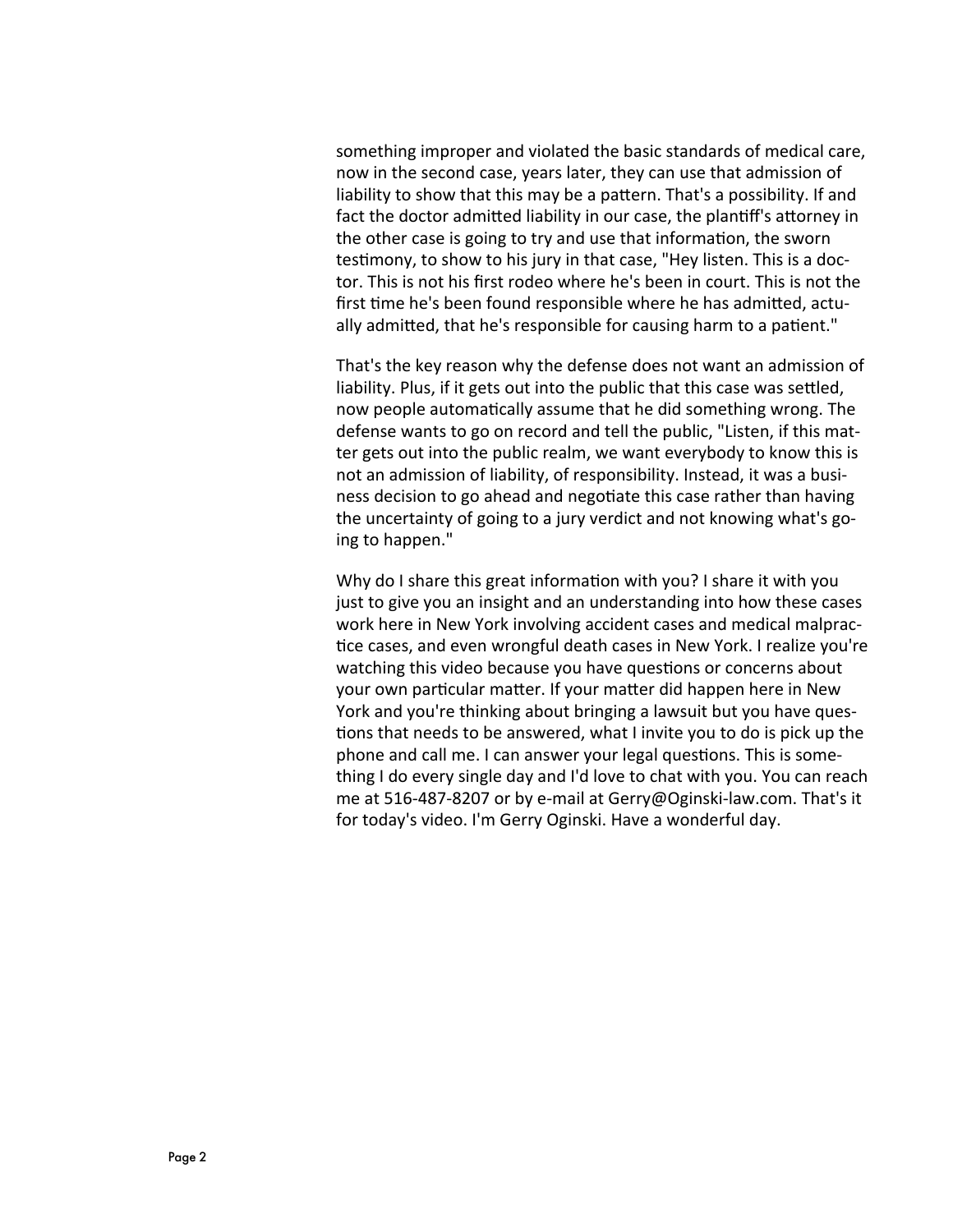something improper and violated the basic standards of medical care, now in the second case, years later, they can use that admission of liability to show that this may be a pattern. That's a possibility. If and fact the doctor admitted liability in our case, the plantiff's attorney in the other case is going to try and use that information, the sworn testimony, to show to his jury in that case, "Hey listen. This is a doctor. This is not his first rodeo where he's been in court. This is not the first time he's been found responsible where he has admitted, actually admitted, that he's responsible for causing harm to a patient."

That's the key reason why the defense does not want an admission of liability. Plus, if it gets out into the public that this case was settled, now people automatically assume that he did something wrong. The defense wants to go on record and tell the public, "Listen, if this matter gets out into the public realm, we want everybody to know this is not an admission of liability, of responsibility. Instead, it was a business decision to go ahead and negotiate this case rather than having the uncertainty of going to a jury verdict and not knowing what's going to happen."

Why do I share this great information with you? I share it with you just to give you an insight and an understanding into how these cases work here in New York involving accident cases and medical malpractice cases, and even wrongful death cases in New York. I realize you're watching this video because you have questions or concerns about your own particular matter. If your matter did happen here in New York and you're thinking about bringing a lawsuit but you have questions that needs to be answered, what I invite you to do is pick up the phone and call me. I can answer your legal questions. This is something I do every single day and I'd love to chat with you. You can reach me at 516-487-8207 or by e-mail at Gerry@Oginski-law.com. That's it for today's video. I'm Gerry Oginski. Have a wonderful day.